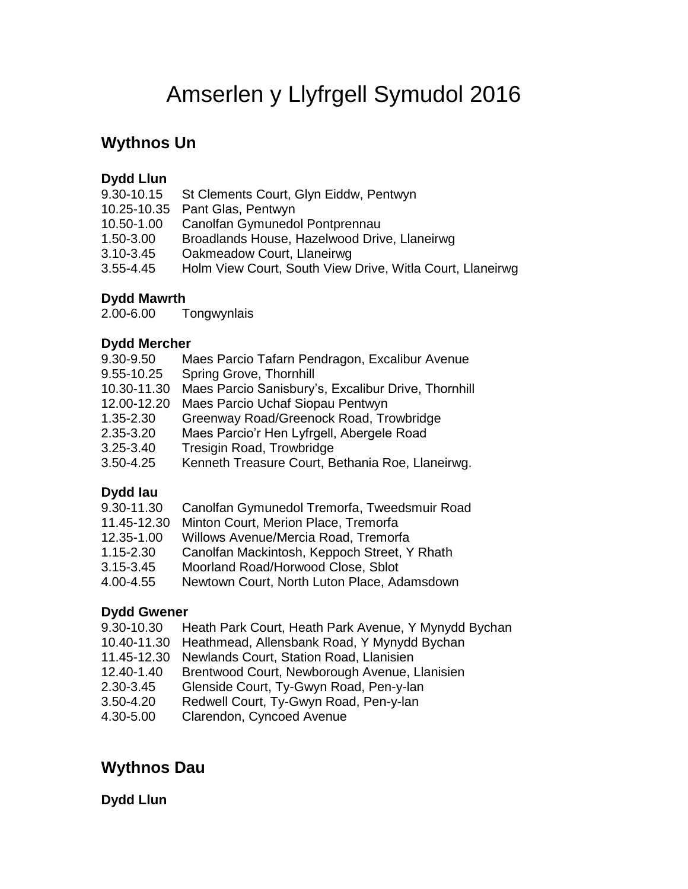# Amserlen y Llyfrgell Symudol 2016

## Wythnos Un

**Dydd Llun**

9.30-10.15 St Clements Court, Glyn Eiddw, Pentwyn
10.25-10.35 Pant Glas, Pentwyn
10.50-1.00 Canolfan Gymunedol Pontprennau
1.50-3.00 Broadlands House, Hazelwood Drive, Llaneirwg
3.10-3.45 Oakmeadow Court, Llaneirwg
3.55-4.45 Holm View Court, South View Drive, Witla Court, Llaneirwg

**Dydd Mawrth**

2.00-6.00 Tongwynlais

**Dydd Mercher**

9.30-9.50 Maes Parcio Tafarn Pendragon, Excalibur Avenue
9.55-10.25 Spring Grove, Thornhill
10.30-11.30 Maes Parcio Sanisbury's, Excalibur Drive, Thornhill
12.00-12.20 Maes Parcio Uchaf Siopau Pentwyn
1.35-2.30 Greenway Road/Greenock Road, Trowbridge
2.35-3.20 Maes Parcio'r Hen Lyfrgell, Abergele Road
3.25-3.40 Tresigin Road, Trowbridge
3.50-4.25 Kenneth Treasure Court, Bethania Roe, Llaneirwg.

**Dydd Iau**

9.30-11.30 Canolfan Gymunedol Tremorfa, Tweedsmuir Road
11.45-12.30 Minton Court, Merion Place, Tremorfa
12.35-1.00 Willows Avenue/Mercia Road, Tremorfa
1.15-2.30 Canolfan Mackintosh, Keppoch Street, Y Rhath
3.15-3.45 Moorland Road/Horwood Close, Sblot
4.00-4.55 Newtown Court, North Luton Place, Adamsdown

**Dydd Gwener**

9.30-10.30 Heath Park Court, Heath Park Avenue, Y Mynydd Bychan
10.40-11.30 Heathmead, Allensbank Road, Y Mynydd Bychan
11.45-12.30 Newlands Court, Station Road, Llanisien
12.40-1.40 Brentwood Court, Newborough Avenue, Llanisien
2.30-3.45 Glenside Court, Ty-Gwyn Road, Pen-y-lan
3.50-4.20 Redwell Court, Ty-Gwyn Road, Pen-y-lan
4.30-5.00 Clarendon, Cyncoed Avenue

## Wythnos Dau

**Dydd Llun**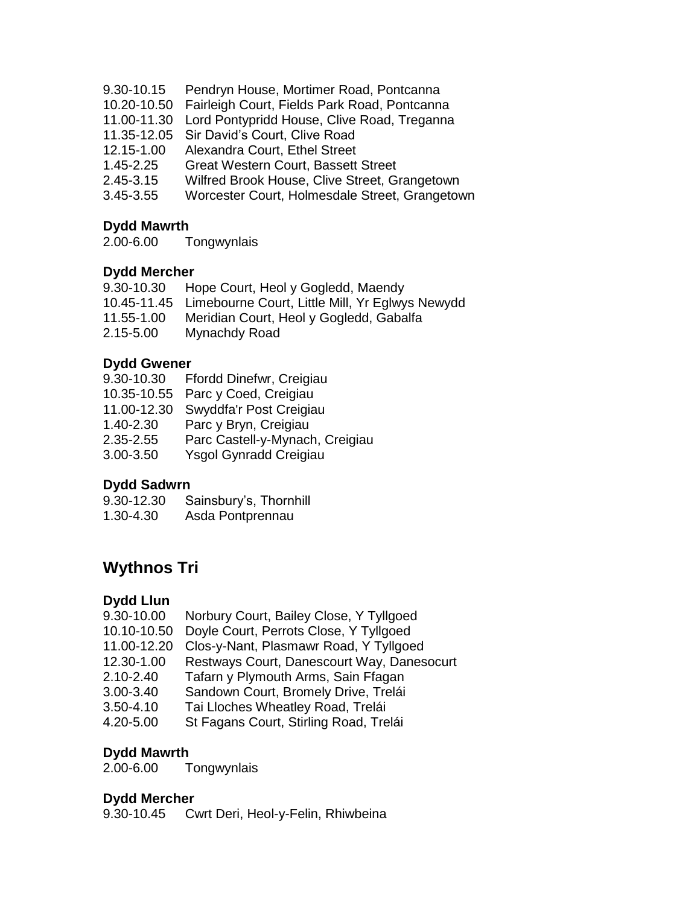9.30-10.15 Pendryn House, Mortimer Road, Pontcanna
10.20-10.50 Fairleigh Court, Fields Park Road, Pontcanna
11.00-11.30 Lord Pontypridd House, Clive Road, Treganna
11.35-12.05 Sir David's Court, Clive Road
12.15-1.00 Alexandra Court, Ethel Street
1.45-2.25 Great Western Court, Bassett Street
2.45-3.15 Wilfred Brook House, Clive Street, Grangetown
3.45-3.55 Worcester Court, Holmesdale Street, Grangetown

**Dydd Mawrth**
2.00-6.00 Tongwynlais

**Dydd Mercher**
9.30-10.30 Hope Court, Heol y Gogledd, Maendy
10.45-11.45 Limebourne Court, Little Mill, Yr Eglwys Newydd
11.55-1.00 Meridian Court, Heol y Gogledd, Gabalfa
2.15-5.00 Mynachdy Road

**Dydd Gwener**
9.30-10.30 Ffordd Dinefwr, Creigiau
10.35-10.55 Parc y Coed, Creigiau
11.00-12.30 Swyddfa'r Post Creigiau
1.40-2.30 Parc y Bryn, Creigiau
2.35-2.55 Parc Castell-y-Mynach, Creigiau
3.00-3.50 Ysgol Gynradd Creigiau

**Dydd Sadwrn**
9.30-12.30 Sainsbury's, Thornhill
1.30-4.30 Asda Pontprennau

## Wythnos Tri

**Dydd Llun**
9.30-10.00 Norbury Court, Bailey Close, Y Tyllgoed
10.10-10.50 Doyle Court, Perrots Close, Y Tyllgoed
11.00-12.20 Clos-y-Nant, Plasmawr Road, Y Tyllgoed
12.30-1.00 Restways Court, Danescourt Way, Danesocurt
2.10-2.40 Tafarn y Plymouth Arms, Sain Ffagan
3.00-3.40 Sandown Court, Bromely Drive, Trelái
3.50-4.10 Tai Lloches Wheatley Road, Trelái
4.20-5.00 St Fagans Court, Stirling Road, Trelái

**Dydd Mawrth**
2.00-6.00 Tongwynlais

**Dydd Mercher**
9.30-10.45 Cwrt Deri, Heol-y-Felin, Rhiwbeina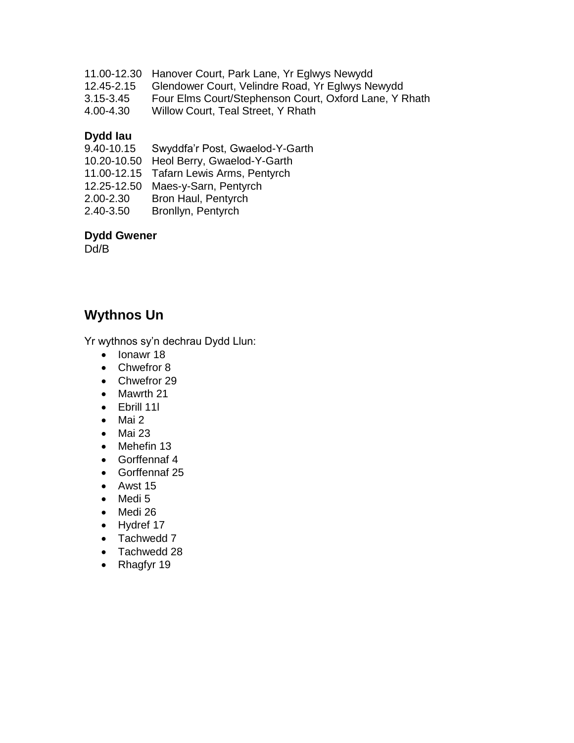11.00-12.30 Hanover Court, Park Lane, Yr Eglwys Newydd
12.45-2.15 Glendower Court, Velindre Road, Yr Eglwys Newydd
3.15-3.45 Four Elms Court/Stephenson Court, Oxford Lane, Y Rhath
4.00-4.30 Willow Court, Teal Street, Y Rhath

**Dydd Iau**
9.40-10.15 Swyddfa'r Post, Gwaelod-Y-Garth
10.20-10.50 Heol Berry, Gwaelod-Y-Garth
11.00-12.15 Tafarn Lewis Arms, Pentyrch
12.25-12.50 Maes-y-Sarn, Pentyrch
2.00-2.30 Bron Haul, Pentyrch
2.40-3.50 Bronllyn, Pentyrch

**Dydd Gwener**
Dd/B

## Wythnos Un

Yr wythnos sy'n dechrau Dydd Llun:

- Ionawr 18
- Chwefror 8
- Chwefror 29
- Mawrth 21
- Ebrill 11l
- Mai 2
- Mai 23
- Mehefin 13
- Gorffennaf 4
- Gorffennaf 25
- Awst 15
- Medi 5
- Medi 26
- Hydref 17
- Tachwedd 7
- Tachwedd 28
- Rhagfyr 19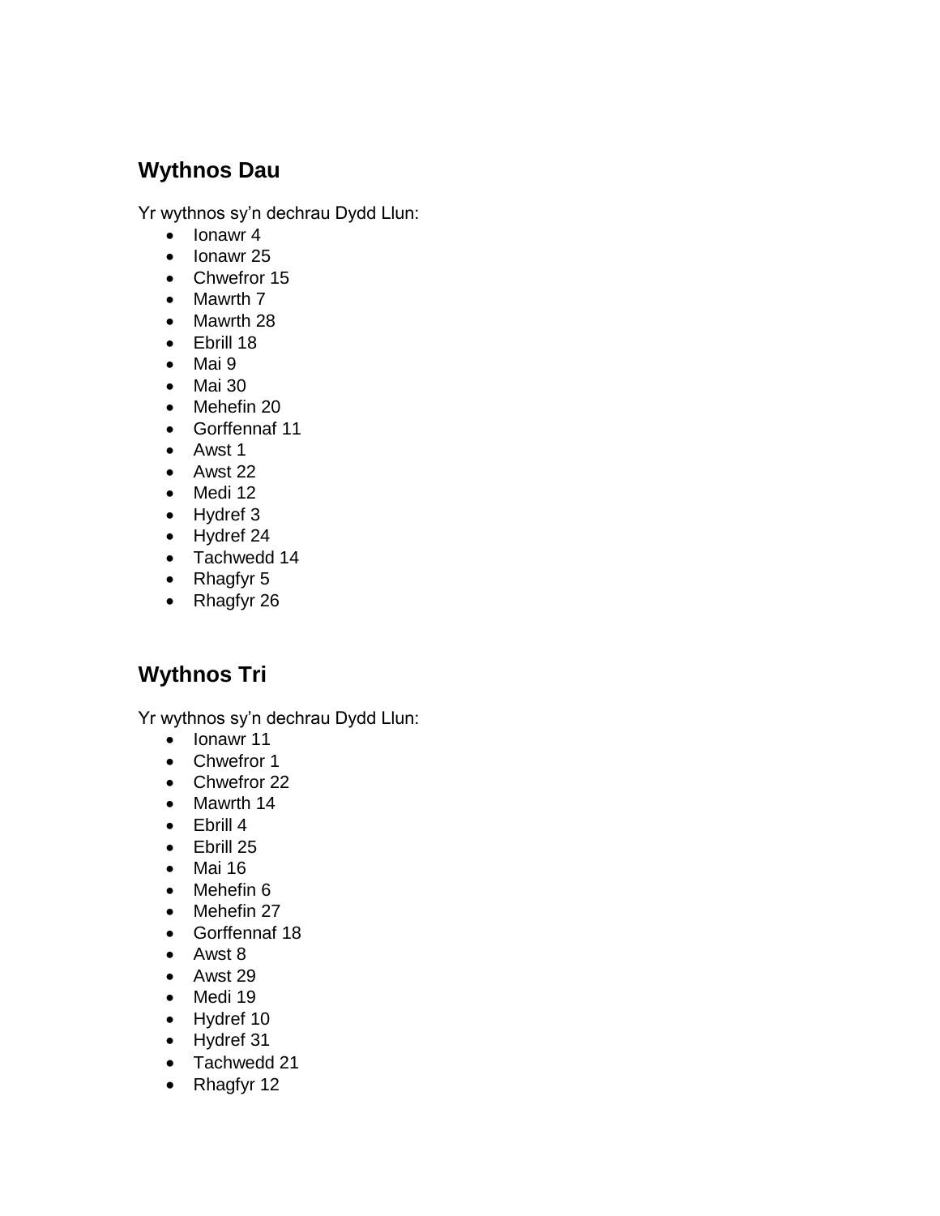## Wythnos Dau

Yr wythnos sy'n dechrau Dydd Llun:

- Ionawr 4
- Ionawr 25
- Chwefror 15
- Mawrth 7
- Mawrth 28
- Ebrill 18
- Mai 9
- Mai 30
- Mehefin 20
- Gorffennaf 11
- Awst 1
- Awst 22
- Medi 12
- Hydref 3
- Hydref 24
- Tachwedd 14
- Rhagfyr 5
- Rhagfyr 26

## Wythnos Tri

Yr wythnos sy'n dechrau Dydd Llun:

- Ionawr 11
- Chwefror 1
- Chwefror 22
- Mawrth 14
- Ebrill 4
- Ebrill 25
- Mai 16
- Mehefin 6
- Mehefin 27
- Gorffennaf 18
- Awst 8
- Awst 29
- Medi 19
- Hydref 10
- Hydref 31
- Tachwedd 21
- Rhagfyr 12